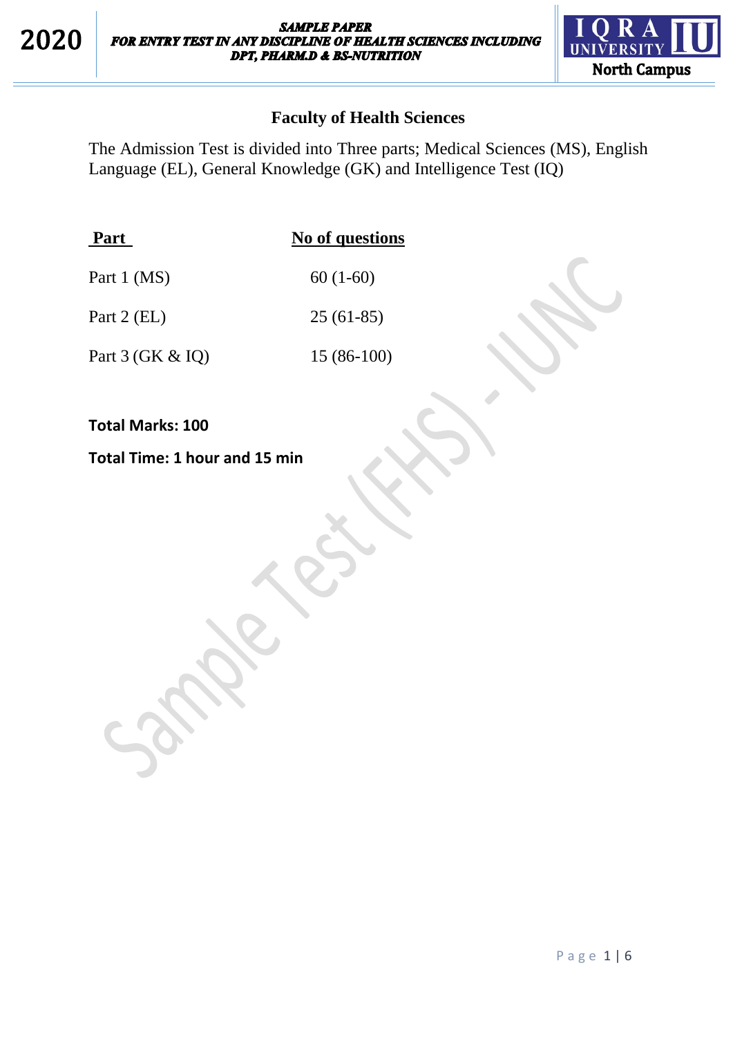## Faculty of Health Sciences

The Admission Test is divided into Three parts; Medical Sciences (MS), English Language (EL), General Knowledge (GK) and Intelligence Test (IQ)

| Part | No of questions |
|---|---|
| Part 1 (MS) | 60 (1-60) |
| Part 2 (EL) | 25 (61-85) |
| Part 3 (GK & IQ) | 15 (86-100) |

**Total Marks: 100**

**Total Time: 1 hour and 15 min**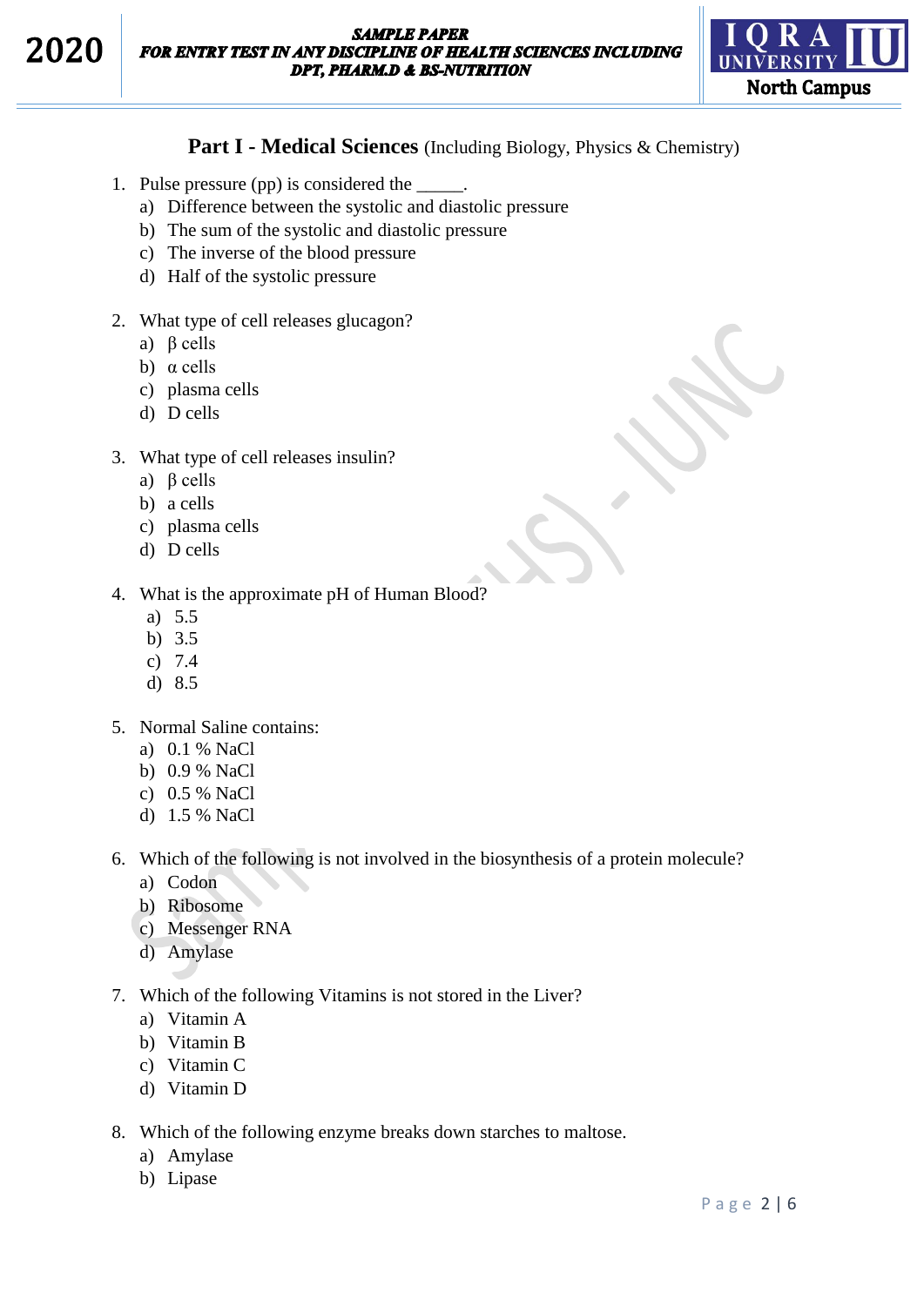## Part I - Medical Sciences (Including Biology, Physics & Chemistry)

1. Pulse pressure (pp) is considered the _____.
   a) Difference between the systolic and diastolic pressure
   b) The sum of the systolic and diastolic pressure
   c) The inverse of the blood pressure
   d) Half of the systolic pressure

2. What type of cell releases glucagon?
   a) β cells
   b) α cells
   c) plasma cells
   d) D cells

3. What type of cell releases insulin?
   a) β cells
   b) a cells
   c) plasma cells
   d) D cells

4. What is the approximate pH of Human Blood?
   a) 5.5
   b) 3.5
   c) 7.4
   d) 8.5

5. Normal Saline contains:
   a) 0.1 % NaCl
   b) 0.9 % NaCl
   c) 0.5 % NaCl
   d) 1.5 % NaCl

6. Which of the following is not involved in the biosynthesis of a protein molecule?
   a) Codon
   b) Ribosome
   c) Messenger RNA
   d) Amylase

7. Which of the following Vitamins is not stored in the Liver?
   a) Vitamin A
   b) Vitamin B
   c) Vitamin C
   d) Vitamin D

8. Which of the following enzyme breaks down starches to maltose.
   a) Amylase
   b) Lipase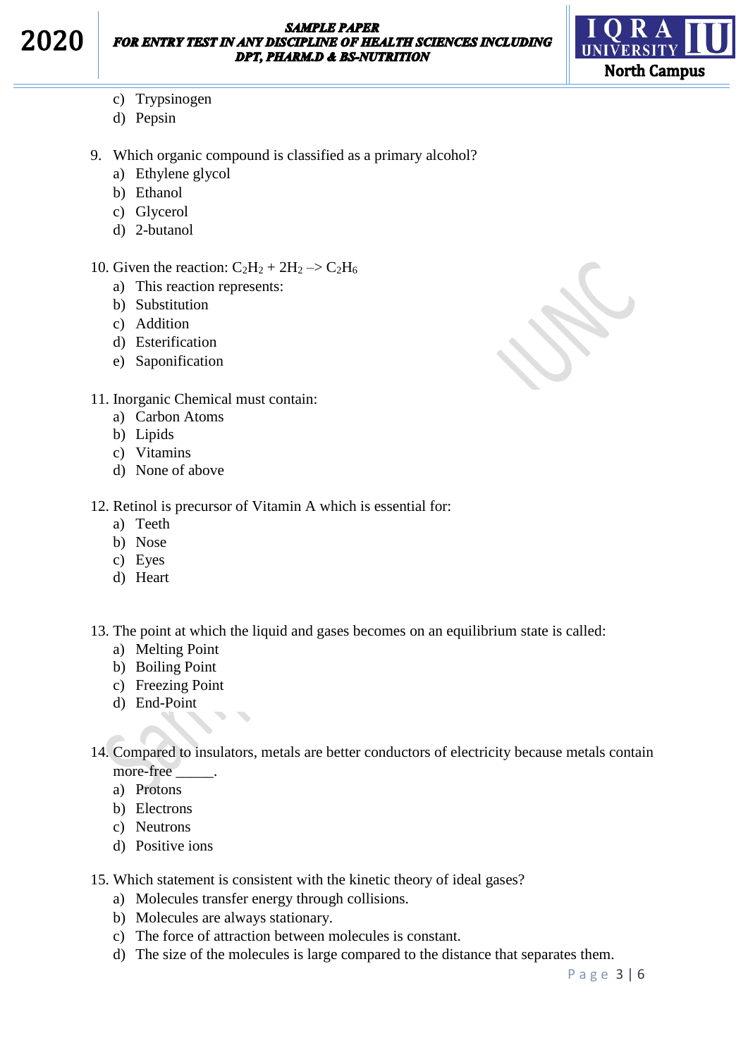c) Trypsinogen
d) Pepsin

9. Which organic compound is classified as a primary alcohol?
   a) Ethylene glycol
   b) Ethanol
   c) Glycerol
   d) 2-butanol

10. Given the reaction: $C_2H_2 + 2H_2 \rightarrow C_2H_6$
    a) This reaction represents:
    b) Substitution
    c) Addition
    d) Esterification
    e) Saponification

11. Inorganic Chemical must contain:
    a) Carbon Atoms
    b) Lipids
    c) Vitamins
    d) None of above

12. Retinol is precursor of Vitamin A which is essential for:
    a) Teeth
    b) Nose
    c) Eyes
    d) Heart

13. The point at which the liquid and gases becomes on an equilibrium state is called:
    a) Melting Point
    b) Boiling Point
    c) Freezing Point
    d) End-Point

14. Compared to insulators, metals are better conductors of electricity because metals contain more-free _____.
    a) Protons
    b) Electrons
    c) Neutrons
    d) Positive ions

15. Which statement is consistent with the kinetic theory of ideal gases?
    a) Molecules transfer energy through collisions.
    b) Molecules are always stationary.
    c) The force of attraction between molecules is constant.
    d) The size of the molecules is large compared to the distance that separates them.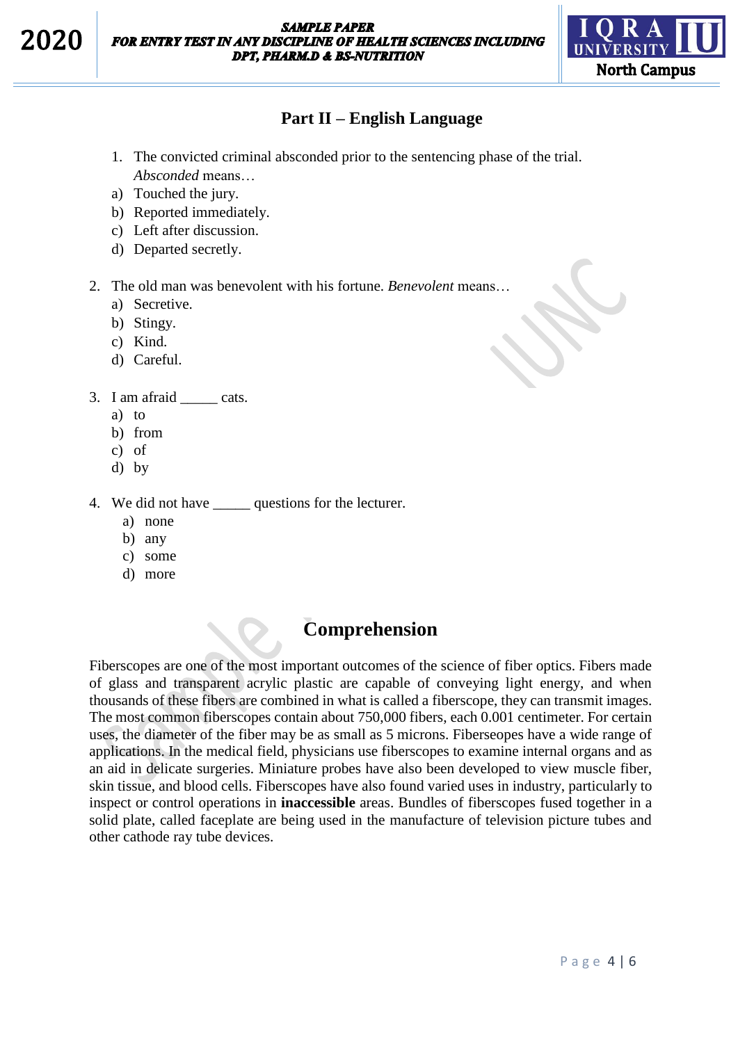## Part II – English Language

1. The convicted criminal absconded prior to the sentencing phase of the trial. *Absconded* means…

a) Touched the jury.
b) Reported immediately.
c) Left after discussion.
d) Departed secretly.

2. The old man was benevolent with his fortune. *Benevolent* means…

a) Secretive.
b) Stingy.
c) Kind.
d) Careful.

3. I am afraid _____ cats.

a) to
b) from
c) of
d) by

4. We did not have _____ questions for the lecturer.

a) none
b) any
c) some
d) more

## Comprehension

Fiberscopes are one of the most important outcomes of the science of fiber optics. Fibers made of glass and transparent acrylic plastic are capable of conveying light energy, and when thousands of these fibers are combined in what is called a fiberscope, they can transmit images. The most common fiberscopes contain about 750,000 fibers, each 0.001 centimeter. For certain uses, the diameter of the fiber may be as small as 5 microns. Fiberseopes have a wide range of applications. In the medical field, physicians use fiberscopes to examine internal organs and as an aid in delicate surgeries. Miniature probes have also been developed to view muscle fiber, skin tissue, and blood cells. Fiberscopes have also found varied uses in industry, particularly to inspect or control operations in **inaccessible** areas. Bundles of fiberscopes fused together in a solid plate, called faceplate are being used in the manufacture of television picture tubes and other cathode ray tube devices.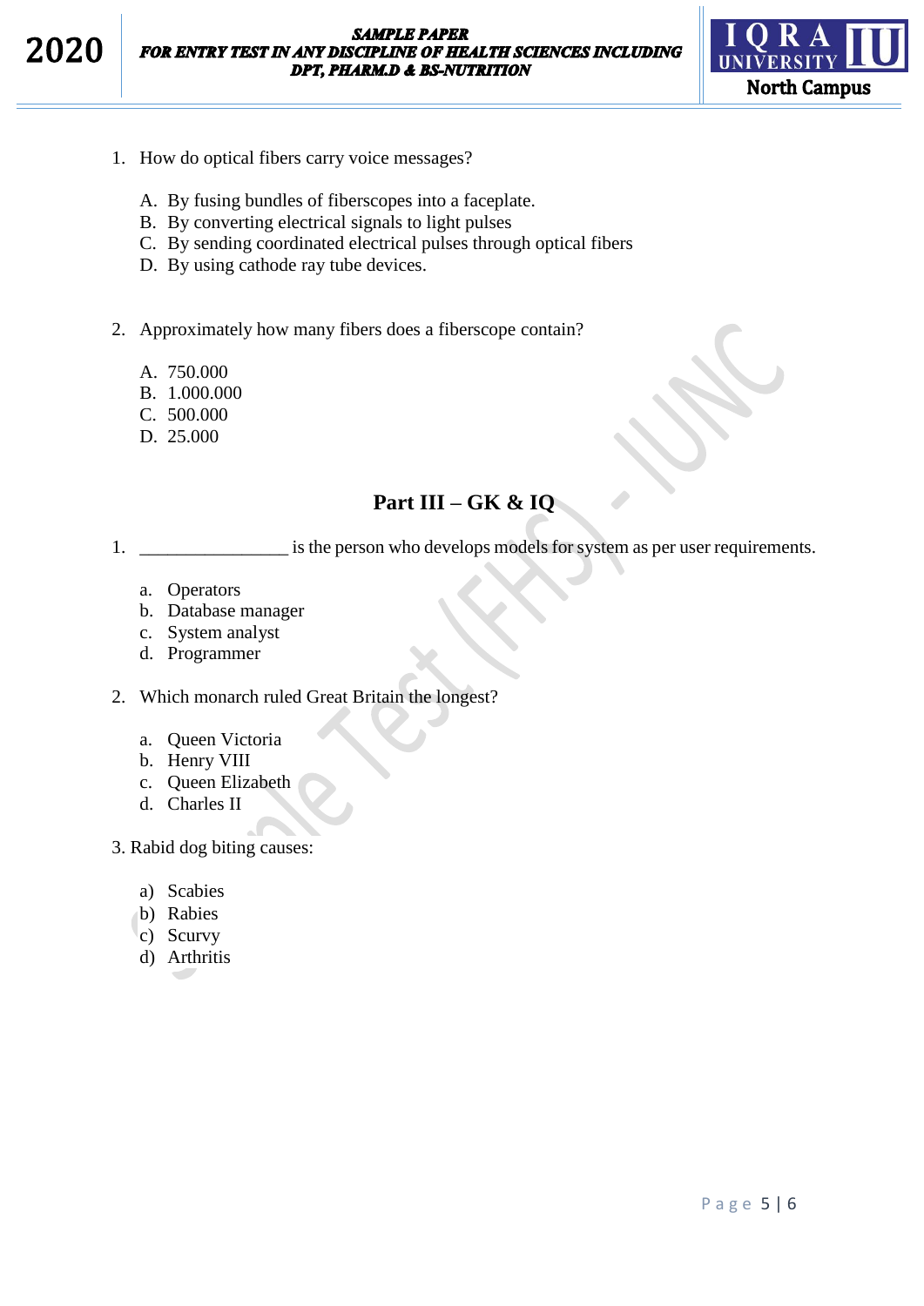1. How do optical fibers carry voice messages?

   A. By fusing bundles of fiberscopes into a faceplate.
   B. By converting electrical signals to light pulses
   C. By sending coordinated electrical pulses through optical fibers
   D. By using cathode ray tube devices.

2. Approximately how many fibers does a fiberscope contain?

   A. 750.000
   B. 1.000.000
   C. 500.000
   D. 25.000

## Part III – GK & IQ

1. ________________ is the person who develops models for system as per user requirements.

   a. Operators
   b. Database manager
   c. System analyst
   d. Programmer

2. Which monarch ruled Great Britain the longest?

   a. Queen Victoria
   b. Henry VIII
   c. Queen Elizabeth
   d. Charles II

3. Rabid dog biting causes:

   a) Scabies
   b) Rabies
   c) Scurvy
   d) Arthritis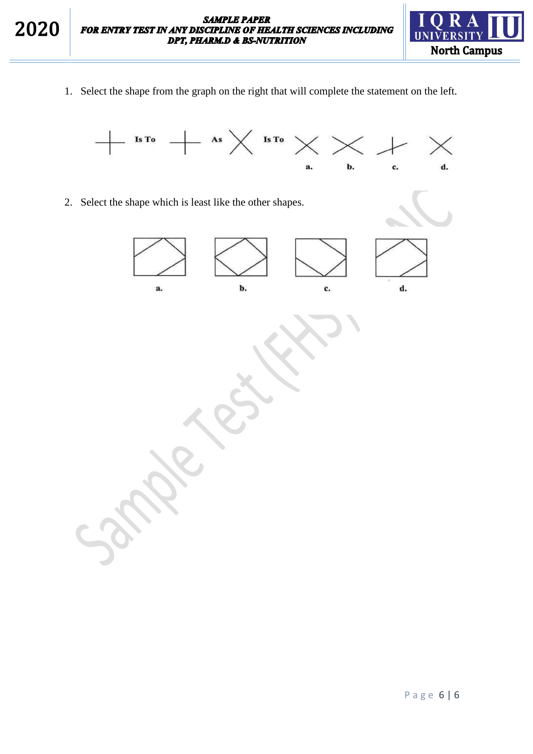1. Select the shape from the graph on the right that will complete the statement on the left.

Is To As Is To

a. b. c. d.

2. Select the shape which is least like the other shapes.

a. b. c. d.